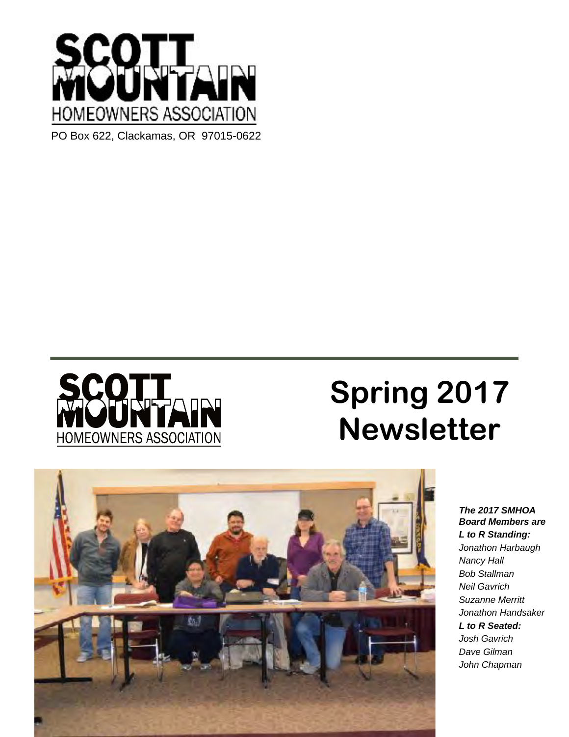SCOTT MOUNTAIN HOMEOWNERS ASSOCIATION

PO Box 622, Clackamas, OR 97015-0622

# Spring 2017 Newsletter

***The 2017 SMHOA Board Members are***

***L to R Standing:***

*Jonathon Harbaugh*
*Nancy Hall*
*Bob Stallman*
*Neil Gavrich*
*Suzanne Merritt*
*Jonathon Handsaker*

***L to R Seated:***

*Josh Gavrich*
*Dave Gilman*
*John Chapman*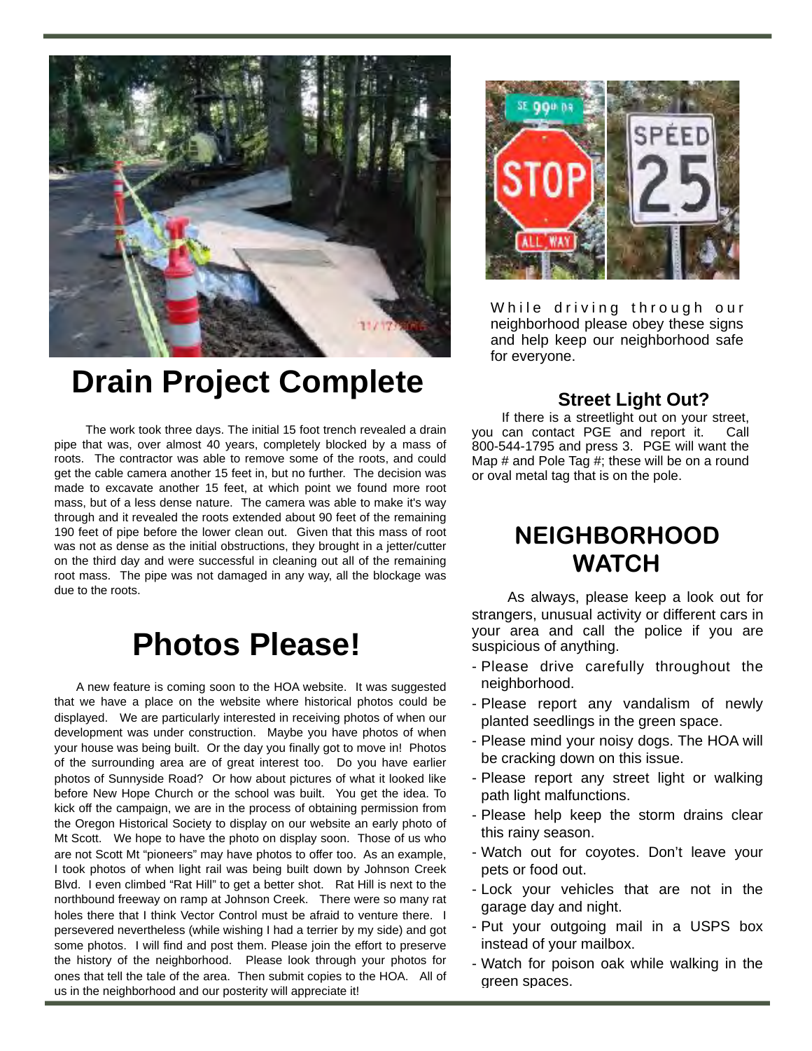# Drain Project Complete

The work took three days. The initial 15 foot trench revealed a drain pipe that was, over almost 40 years, completely blocked by a mass of roots. The contractor was able to remove some of the roots, and could get the cable camera another 15 feet in, but no further. The decision was made to excavate another 15 feet, at which point we found more root mass, but of a less dense nature. The camera was able to make it's way through and it revealed the roots extended about 90 feet of the remaining 190 feet of pipe before the lower clean out. Given that this mass of root was not as dense as the initial obstructions, they brought in a jetter/cutter on the third day and were successful in cleaning out all of the remaining root mass. The pipe was not damaged in any way, all the blockage was due to the roots.

# Photos Please!

A new feature is coming soon to the HOA website. It was suggested that we have a place on the website where historical photos could be displayed. We are particularly interested in receiving photos of when our development was under construction. Maybe you have photos of when your house was being built. Or the day you finally got to move in! Photos of the surrounding area are of great interest too. Do you have earlier photos of Sunnyside Road? Or how about pictures of what it looked like before New Hope Church or the school was built. You get the idea. To kick off the campaign, we are in the process of obtaining permission from the Oregon Historical Society to display on our website an early photo of Mt Scott. We hope to have the photo on display soon. Those of us who are not Scott Mt "pioneers" may have photos to offer too. As an example, I took photos of when light rail was being built down by Johnson Creek Blvd. I even climbed "Rat Hill" to get a better shot. Rat Hill is next to the northbound freeway on ramp at Johnson Creek. There were so many rat holes there that I think Vector Control must be afraid to venture there. I persevered nevertheless (while wishing I had a terrier by my side) and got some photos. I will find and post them. Please join the effort to preserve the history of the neighborhood. Please look through your photos for ones that tell the tale of the area. Then submit copies to the HOA. All of us in the neighborhood and our posterity will appreciate it!

While driving through our neighborhood please obey these signs and help keep our neighborhood safe for everyone.

### Street Light Out?

If there is a streetlight out on your street, you can contact PGE and report it. Call 800-544-1795 and press 3. PGE will want the Map # and Pole Tag #; these will be on a round or oval metal tag that is on the pole.

## NEIGHBORHOOD WATCH

As always, please keep a look out for strangers, unusual activity or different cars in your area and call the police if you are suspicious of anything.

- Please drive carefully throughout the neighborhood.
- Please report any vandalism of newly planted seedlings in the green space.
- Please mind your noisy dogs. The HOA will be cracking down on this issue.
- Please report any street light or walking path light malfunctions.
- Please help keep the storm drains clear this rainy season.
- Watch out for coyotes. Don't leave your pets or food out.
- Lock your vehicles that are not in the garage day and night.
- Put your outgoing mail in a USPS box instead of your mailbox.
- Watch for poison oak while walking in the green spaces.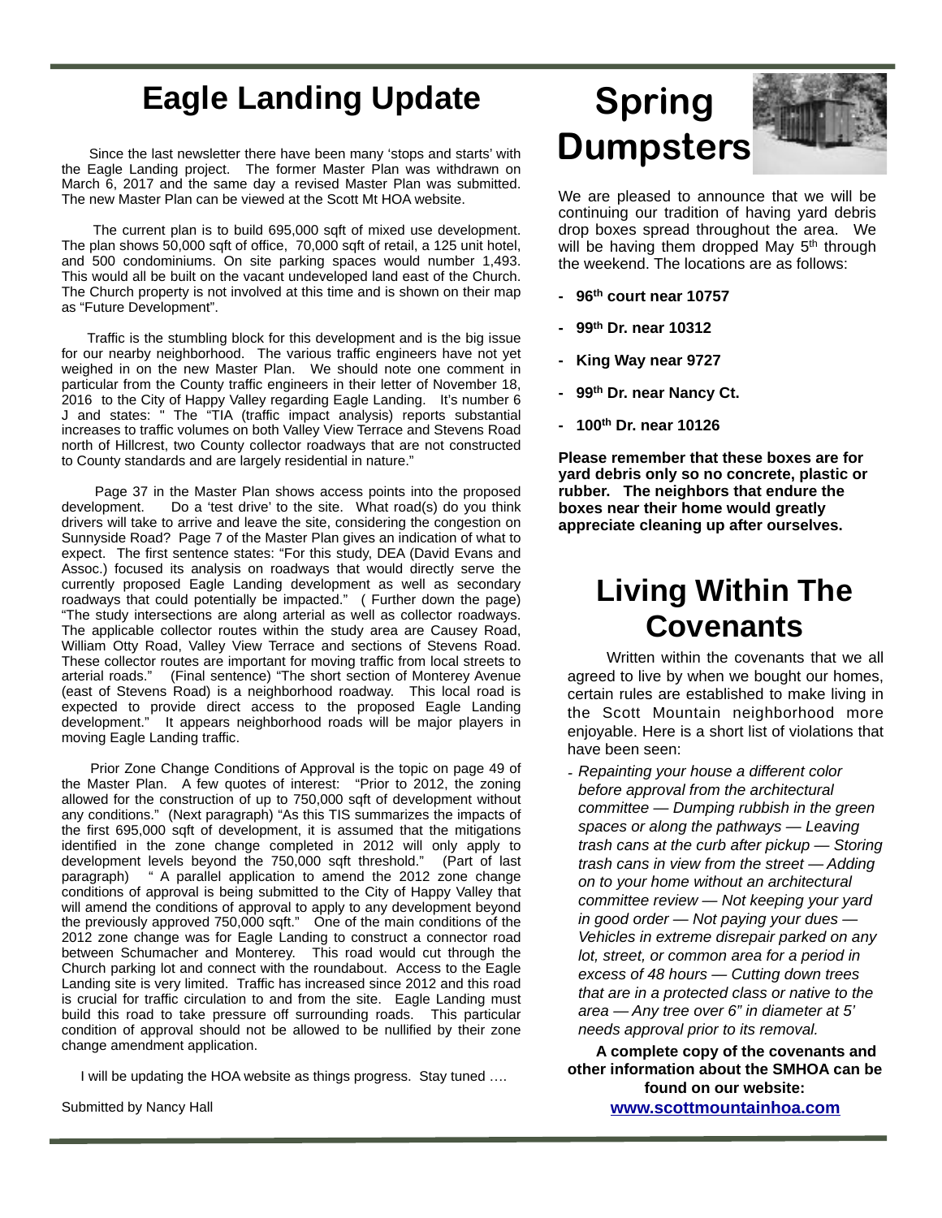# Eagle Landing Update

Since the last newsletter there have been many 'stops and starts' with the Eagle Landing project. The former Master Plan was withdrawn on March 6, 2017 and the same day a revised Master Plan was submitted. The new Master Plan can be viewed at the Scott Mt HOA website.

The current plan is to build 695,000 sqft of mixed use development. The plan shows 50,000 sqft of office, 70,000 sqft of retail, a 125 unit hotel, and 500 condominiums. On site parking spaces would number 1,493. This would all be built on the vacant undeveloped land east of the Church. The Church property is not involved at this time and is shown on their map as "Future Development".

Traffic is the stumbling block for this development and is the big issue for our nearby neighborhood. The various traffic engineers have not yet weighed in on the new Master Plan. We should note one comment in particular from the County traffic engineers in their letter of November 18, 2016 to the City of Happy Valley regarding Eagle Landing. It's number 6 J and states: " The "TIA (traffic impact analysis) reports substantial increases to traffic volumes on both Valley View Terrace and Stevens Road north of Hillcrest, two County collector roadways that are not constructed to County standards and are largely residential in nature."

Page 37 in the Master Plan shows access points into the proposed development. Do a 'test drive' to the site. What road(s) do you think drivers will take to arrive and leave the site, considering the congestion on Sunnyside Road? Page 7 of the Master Plan gives an indication of what to expect. The first sentence states: "For this study, DEA (David Evans and Assoc.) focused its analysis on roadways that would directly serve the currently proposed Eagle Landing development as well as secondary roadways that could potentially be impacted." ( Further down the page) "The study intersections are along arterial as well as collector roadways. The applicable collector routes within the study area are Causey Road, William Otty Road, Valley View Terrace and sections of Stevens Road. These collector routes are important for moving traffic from local streets to arterial roads." (Final sentence) "The short section of Monterey Avenue (east of Stevens Road) is a neighborhood roadway. This local road is expected to provide direct access to the proposed Eagle Landing development." It appears neighborhood roads will be major players in moving Eagle Landing traffic.

Prior Zone Change Conditions of Approval is the topic on page 49 of the Master Plan. A few quotes of interest: "Prior to 2012, the zoning allowed for the construction of up to 750,000 sqft of development without any conditions." (Next paragraph) "As this TIS summarizes the impacts of the first 695,000 sqft of development, it is assumed that the mitigations identified in the zone change completed in 2012 will only apply to development levels beyond the 750,000 sqft threshold." (Part of last paragraph) " A parallel application to amend the 2012 zone change conditions of approval is being submitted to the City of Happy Valley that will amend the conditions of approval to apply to any development beyond the previously approved 750,000 sqft." One of the main conditions of the 2012 zone change was for Eagle Landing to construct a connector road between Schumacher and Monterey. This road would cut through the Church parking lot and connect with the roundabout. Access to the Eagle Landing site is very limited. Traffic has increased since 2012 and this road is crucial for traffic circulation to and from the site. Eagle Landing must build this road to take pressure off surrounding roads. This particular condition of approval should not be allowed to be nullified by their zone change amendment application.

I will be updating the HOA website as things progress. Stay tuned ….

Submitted by Nancy Hall

# Spring Dumpsters

We are pleased to announce that we will be continuing our tradition of having yard debris drop boxes spread throughout the area. We will be having them dropped May 5th through the weekend. The locations are as follows:

- **96th court near 10757**
- **99th Dr. near 10312**
- **King Way near 9727**
- **99th Dr. near Nancy Ct.**
- **100th Dr. near 10126**

**Please remember that these boxes are for yard debris only so no concrete, plastic or rubber. The neighbors that endure the boxes near their home would greatly appreciate cleaning up after ourselves.**

# Living Within The Covenants

Written within the covenants that we all agreed to live by when we bought our homes, certain rules are established to make living in the Scott Mountain neighborhood more enjoyable. Here is a short list of violations that have been seen:

- *Repainting your house a different color before approval from the architectural committee — Dumping rubbish in the green spaces or along the pathways — Leaving trash cans at the curb after pickup — Storing trash cans in view from the street — Adding on to your home without an architectural committee review — Not keeping your yard in good order — Not paying your dues — Vehicles in extreme disrepair parked on any lot, street, or common area for a period in excess of 48 hours — Cutting down trees that are in a protected class or native to the area — Any tree over 6" in diameter at 5' needs approval prior to its removal.*

**A complete copy of the covenants and other information about the SMHOA can be found on our website: [www.scottmountainhoa.com](http://www.scottmountainhoa.com)**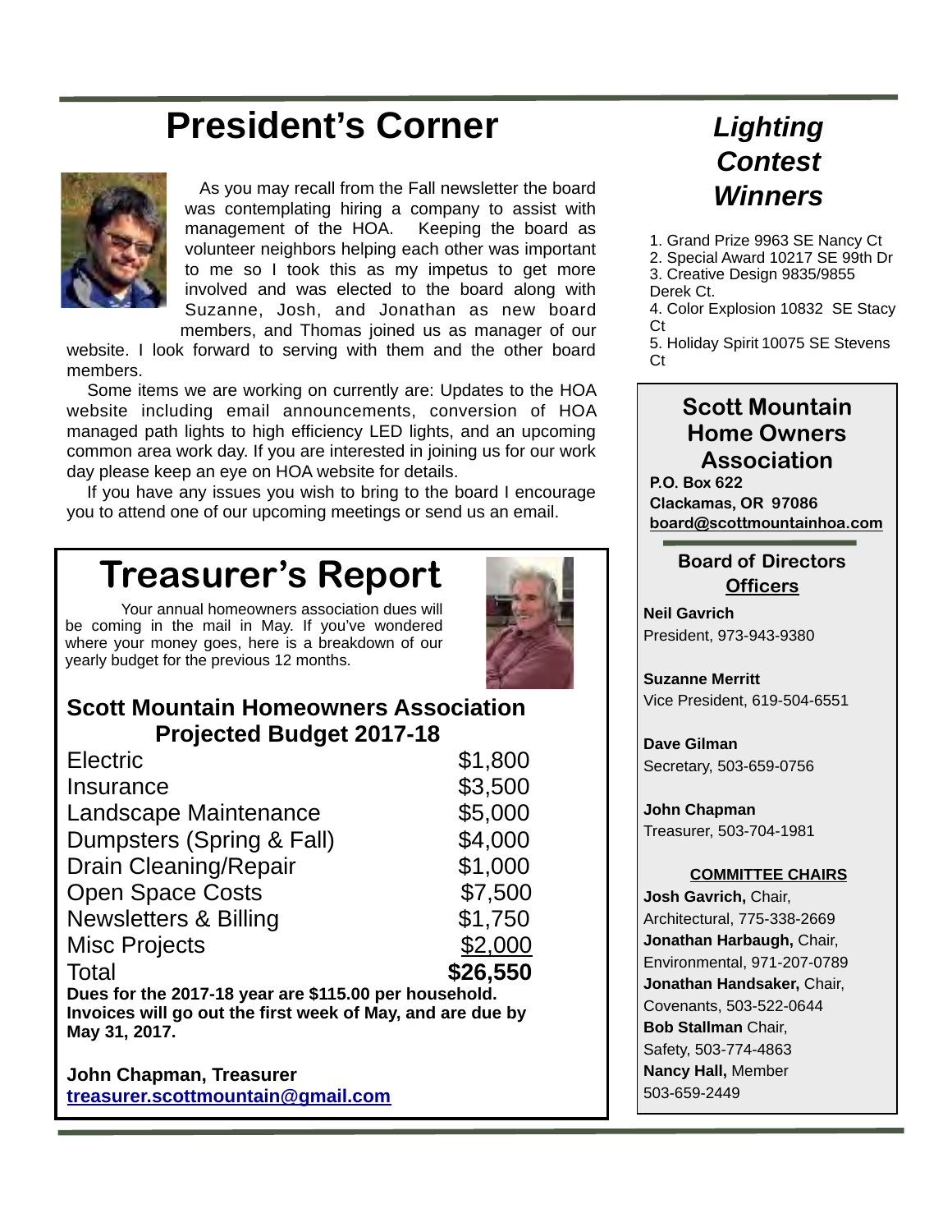# President's Corner

As you may recall from the Fall newsletter the board was contemplating hiring a company to assist with management of the HOA. Keeping the board as volunteer neighbors helping each other was important to me so I took this as my impetus to get more involved and was elected to the board along with Suzanne, Josh, and Jonathan as new board members, and Thomas joined us as manager of our website. I look forward to serving with them and the other board members.

Some items we are working on currently are: Updates to the HOA website including email announcements, conversion of HOA managed path lights to high efficiency LED lights, and an upcoming common area work day. If you are interested in joining us for our work day please keep an eye on HOA website for details.

If you have any issues you wish to bring to the board I encourage you to attend one of our upcoming meetings or send us an email.

# Treasurer's Report

Your annual homeowners association dues will be coming in the mail in May. If you've wondered where your money goes, here is a breakdown of our yearly budget for the previous 12 months.

**Scott Mountain Homeowners Association Projected Budget 2017-18**

| | |
|---|---|
| Electric | $1,800 |
| Insurance | $3,500 |
| Landscape Maintenance | $5,000 |
| Dumpsters (Spring & Fall) | $4,000 |
| Drain Cleaning/Repair | $1,000 |
| Open Space Costs | $7,500 |
| Newsletters & Billing | $1,750 |
| Misc Projects | $2,000 |
| Total | **$26,550** |

**Dues for the 2017-18 year are $115.00 per household. Invoices will go out the first week of May, and are due by May 31, 2017.**

**John Chapman, Treasurer**
**treasurer.scottmountain@gmail.com**

## *Lighting Contest Winners*

1. Grand Prize 9963 SE Nancy Ct
2. Special Award 10217 SE 99th Dr
3. Creative Design 9835/9855 Derek Ct.
4. Color Explosion 10832 SE Stacy Ct
5. Holiday Spirit 10075 SE Stevens Ct

## Scott Mountain Home Owners Association

**P.O. Box 622**
**Clackamas, OR 97086**
**board@scottmountainhoa.com**

### Board of Directors Officers

**Neil Gavrich**
President, 973-943-9380

**Suzanne Merritt**
Vice President, 619-504-6551

**Dave Gilman**
Secretary, 503-659-0756

**John Chapman**
Treasurer, 503-704-1981

**COMMITTEE CHAIRS**

**Josh Gavrich,** Chair, Architectural, 775-338-2669
**Jonathan Harbaugh,** Chair, Environmental, 971-207-0789
**Jonathan Handsaker,** Chair, Covenants, 503-522-0644
**Bob Stallman** Chair, Safety, 503-774-4863
**Nancy Hall,** Member 503-659-2449